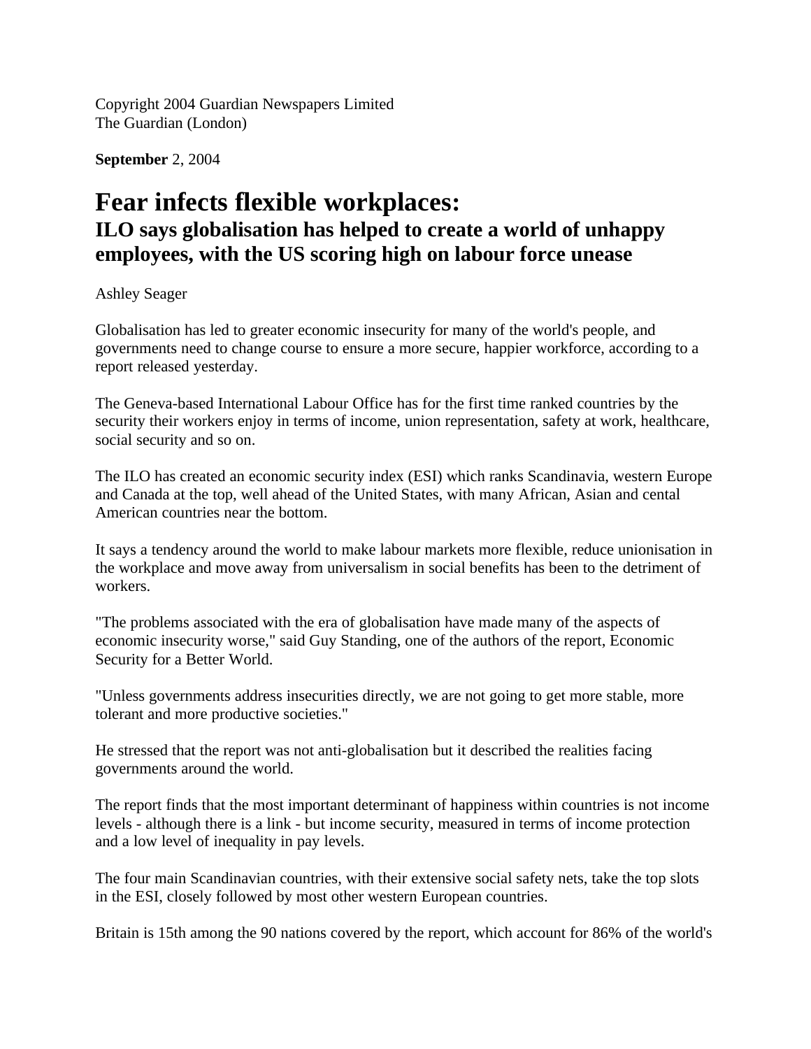Copyright 2004 Guardian Newspapers Limited
The Guardian (London)

**September** 2, 2004

# Fear infects flexible workplaces:

## ILO says globalisation has helped to create a world of unhappy employees, with the US scoring high on labour force unease

Ashley Seager

Globalisation has led to greater economic insecurity for many of the world's people, and governments need to change course to ensure a more secure, happier workforce, according to a report released yesterday.

The Geneva-based International Labour Office has for the first time ranked countries by the security their workers enjoy in terms of income, union representation, safety at work, healthcare, social security and so on.

The ILO has created an economic security index (ESI) which ranks Scandinavia, western Europe and Canada at the top, well ahead of the United States, with many African, Asian and cental American countries near the bottom.

It says a tendency around the world to make labour markets more flexible, reduce unionisation in the workplace and move away from universalism in social benefits has been to the detriment of workers.

"The problems associated with the era of globalisation have made many of the aspects of economic insecurity worse," said Guy Standing, one of the authors of the report, Economic Security for a Better World.

"Unless governments address insecurities directly, we are not going to get more stable, more tolerant and more productive societies."

He stressed that the report was not anti-globalisation but it described the realities facing governments around the world.

The report finds that the most important determinant of happiness within countries is not income levels - although there is a link - but income security, measured in terms of income protection and a low level of inequality in pay levels.

The four main Scandinavian countries, with their extensive social safety nets, take the top slots in the ESI, closely followed by most other western European countries.

Britain is 15th among the 90 nations covered by the report, which account for 86% of the world's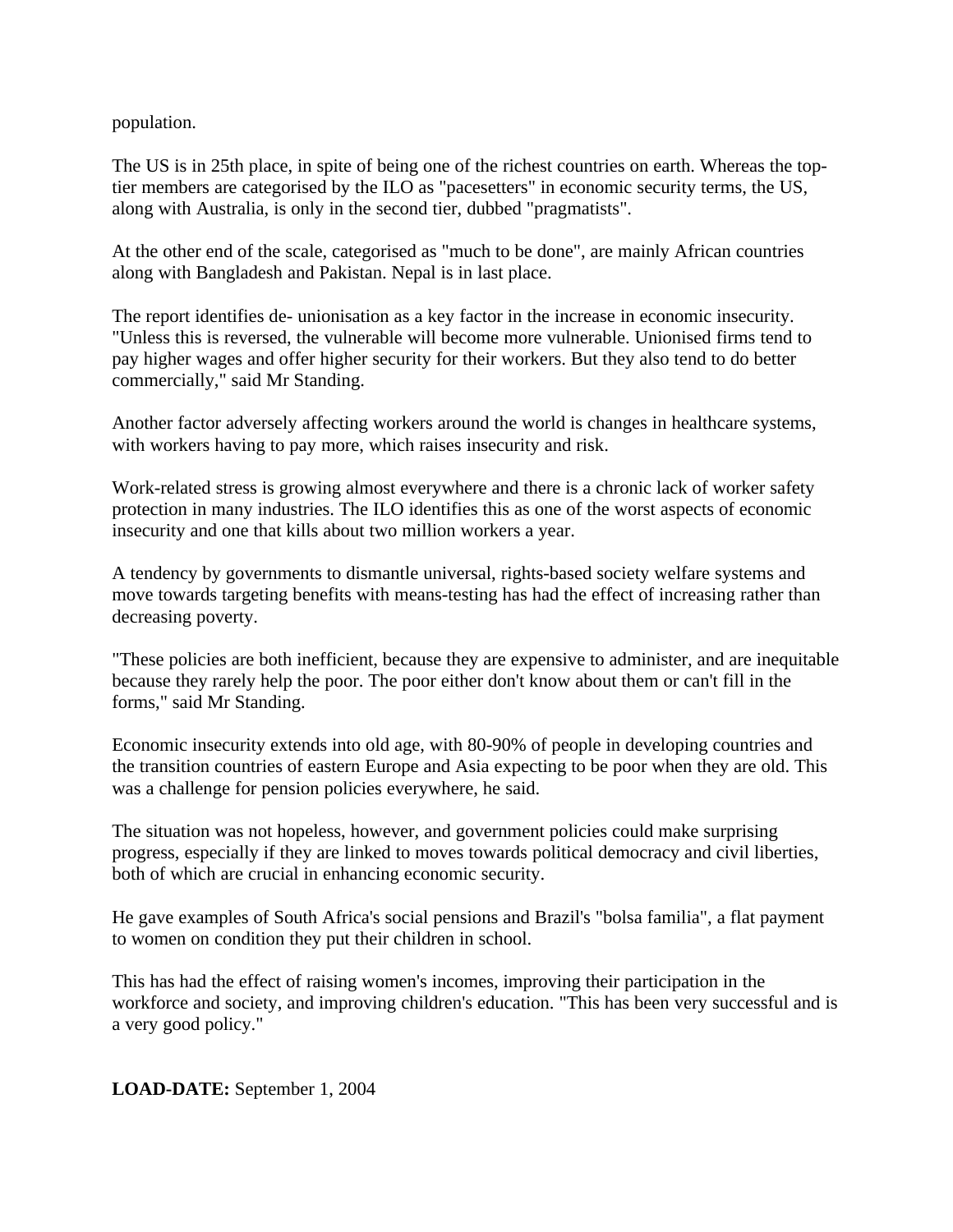population.

The US is in 25th place, in spite of being one of the richest countries on earth. Whereas the top-tier members are categorised by the ILO as "pacesetters" in economic security terms, the US, along with Australia, is only in the second tier, dubbed "pragmatists".

At the other end of the scale, categorised as "much to be done", are mainly African countries along with Bangladesh and Pakistan. Nepal is in last place.

The report identifies de- unionisation as a key factor in the increase in economic insecurity. "Unless this is reversed, the vulnerable will become more vulnerable. Unionised firms tend to pay higher wages and offer higher security for their workers. But they also tend to do better commercially," said Mr Standing.

Another factor adversely affecting workers around the world is changes in healthcare systems, with workers having to pay more, which raises insecurity and risk.

Work-related stress is growing almost everywhere and there is a chronic lack of worker safety protection in many industries. The ILO identifies this as one of the worst aspects of economic insecurity and one that kills about two million workers a year.

A tendency by governments to dismantle universal, rights-based society welfare systems and move towards targeting benefits with means-testing has had the effect of increasing rather than decreasing poverty.

"These policies are both inefficient, because they are expensive to administer, and are inequitable because they rarely help the poor. The poor either don't know about them or can't fill in the forms," said Mr Standing.

Economic insecurity extends into old age, with 80-90% of people in developing countries and the transition countries of eastern Europe and Asia expecting to be poor when they are old. This was a challenge for pension policies everywhere, he said.

The situation was not hopeless, however, and government policies could make surprising progress, especially if they are linked to moves towards political democracy and civil liberties, both of which are crucial in enhancing economic security.

He gave examples of South Africa's social pensions and Brazil's "bolsa familia", a flat payment to women on condition they put their children in school.

This has had the effect of raising women's incomes, improving their participation in the workforce and society, and improving children's education. "This has been very successful and is a very good policy."

**LOAD-DATE:** September 1, 2004